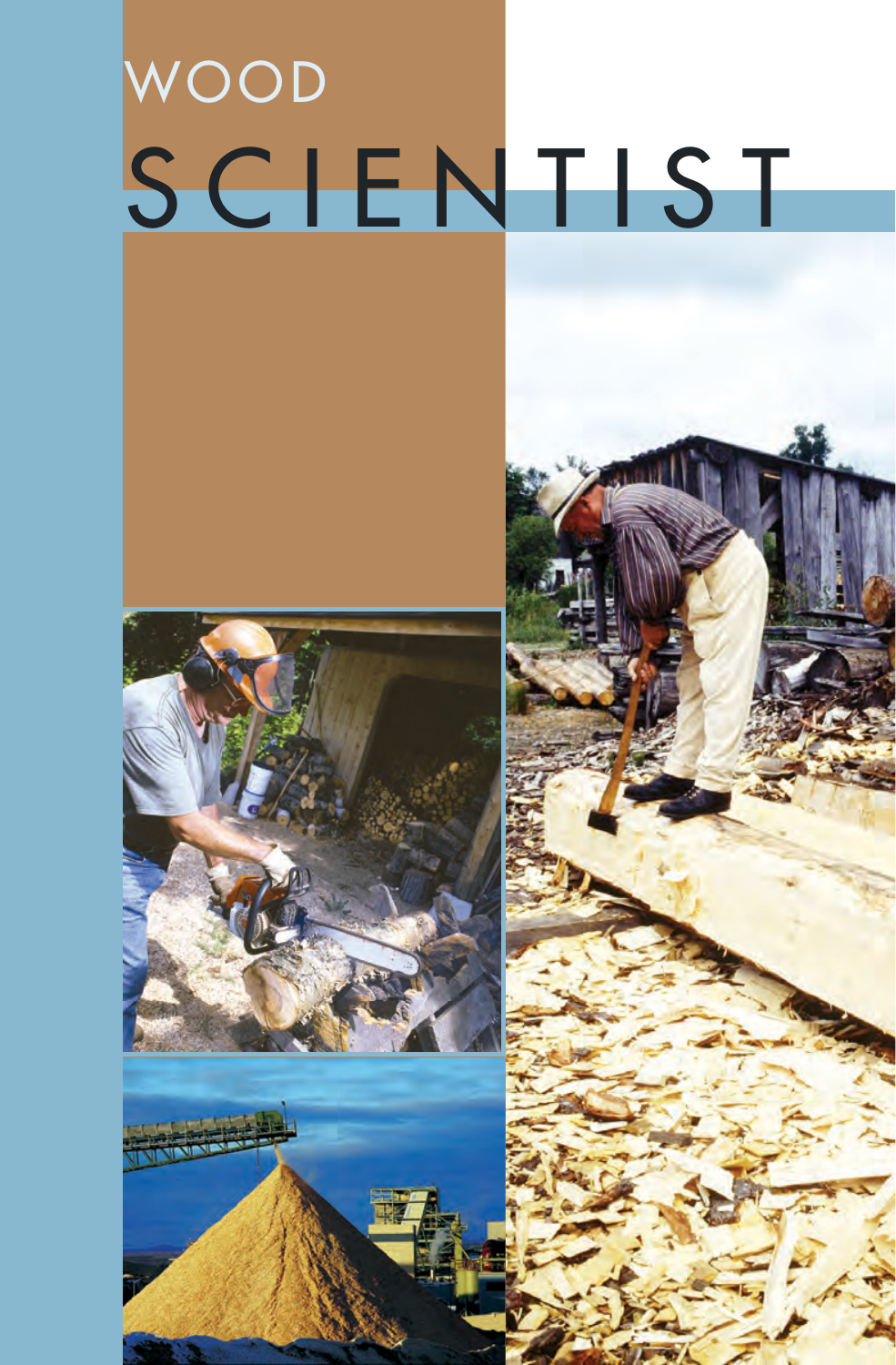# WOOD SCIENTIST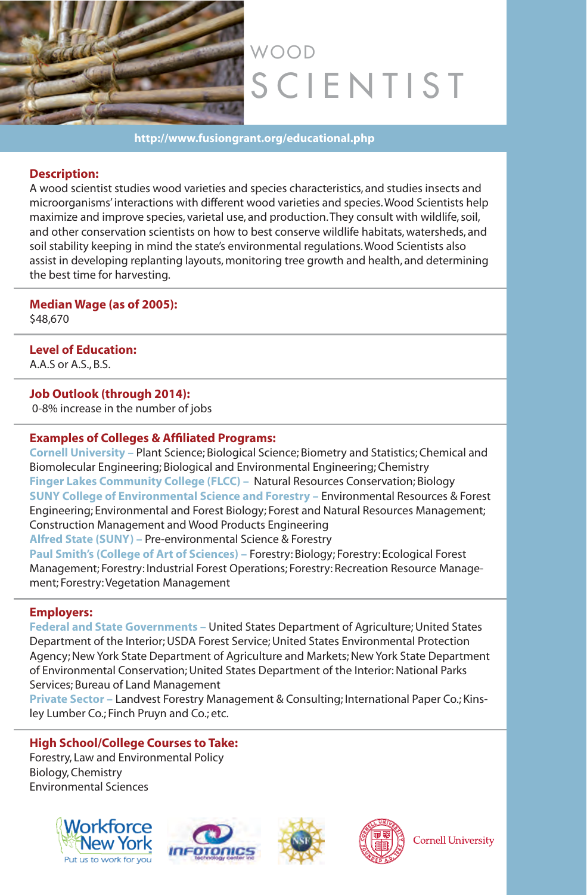# WOOD SCIENTIST

http://www.fusiongrant.org/educational.php

**Description:**
A wood scientist studies wood varieties and species characteristics, and studies insects and microorganisms' interactions with different wood varieties and species. Wood Scientists help maximize and improve species, varietal use, and production. They consult with wildlife, soil, and other conservation scientists on how to best conserve wildlife habitats, watersheds, and soil stability keeping in mind the state's environmental regulations. Wood Scientists also assist in developing replanting layouts, monitoring tree growth and health, and determining the best time for harvesting.

**Median Wage (as of 2005):**
$48,670

**Level of Education:**
A.A.S or A.S., B.S.

**Job Outlook (through 2014):**
0-8% increase in the number of jobs

**Examples of Colleges & Affiliated Programs:**
**Cornell University** – Plant Science; Biological Science; Biometry and Statistics; Chemical and Biomolecular Engineering; Biological and Environmental Engineering; Chemistry
**Finger Lakes Community College (FLCC)** – Natural Resources Conservation; Biology
**SUNY College of Environmental Science and Forestry** – Environmental Resources & Forest Engineering; Environmental and Forest Biology; Forest and Natural Resources Management; Construction Management and Wood Products Engineering
**Alfred State (SUNY)** – Pre-environmental Science & Forestry
**Paul Smith's (College of Art of Sciences)** – Forestry: Biology; Forestry: Ecological Forest Management; Forestry: Industrial Forest Operations; Forestry: Recreation Resource Management; Forestry: Vegetation Management

**Employers:**
**Federal and State Governments** – United States Department of Agriculture; United States Department of the Interior; USDA Forest Service; United States Environmental Protection Agency; New York State Department of Agriculture and Markets; New York State Department of Environmental Conservation; United States Department of the Interior: National Parks Services; Bureau of Land Management
**Private Sector** – Landvest Forestry Management & Consulting; International Paper Co.; Kinsley Lumber Co.; Finch Pruyn and Co.; etc.

**High School/College Courses to Take:**
Forestry, Law and Environmental Policy
Biology, Chemistry
Environmental Sciences

Workforce New York – Put us to work for you
Infotonics technology center inc
NSF
Cornell University